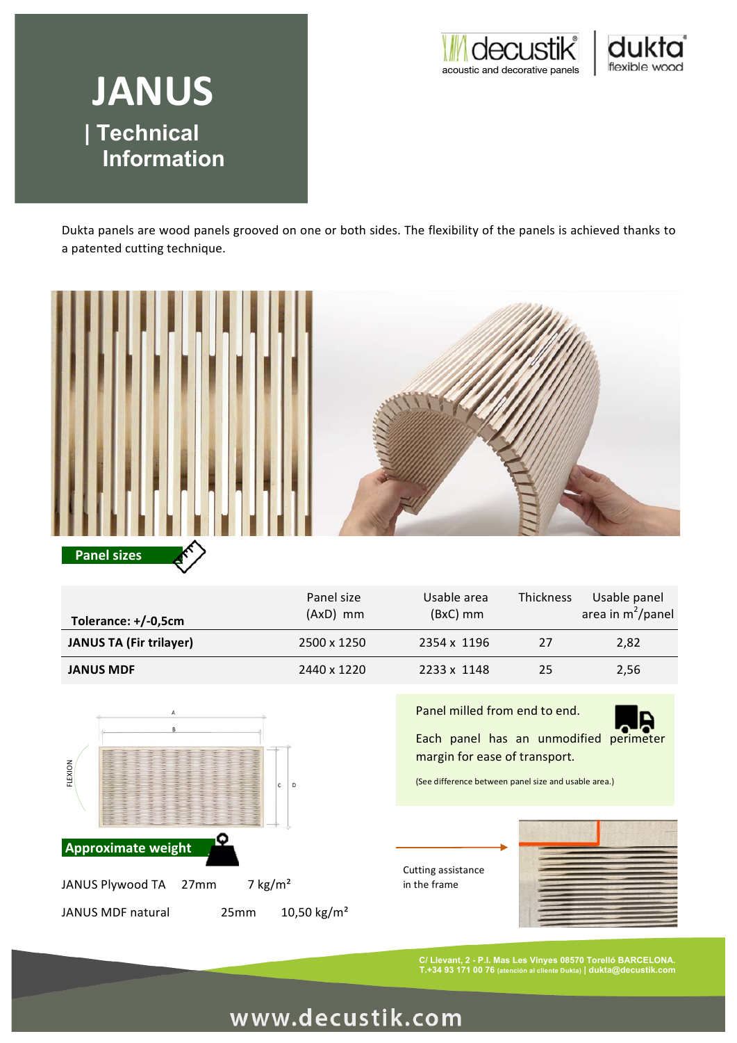# JANUS

## | Technical Information

Dukta panels are wood panels grooved on one or both sides. The flexibility of the panels is achieved thanks to a patented cutting technique.

### Panel sizes

| Tolerance: +/-0,5cm | Panel size (AxD) mm | Usable area (BxC) mm | Thickness | Usable panel area in $m^2$/panel |
|---|---|---|---|---|
| **JANUS TA (Fir trilayer)** | 2500 x 1250 | 2354 x 1196 | 27 | 2,82 |
| **JANUS MDF** | 2440 x 1220 | 2233 x 1148 | 25 | 2,56 |

Panel milled from end to end.

Each panel has an unmodified perimeter margin for ease of transport.

(See difference between panel size and usable area.)

Cutting assistance in the frame

### Approximate weight

| | | |
|---|---|---|
| JANUS Plywood TA | 27mm | 7 kg/m² |
| JANUS MDF natural | 25mm | 10,50 kg/m² |

C/ Llevant, 2 - P.I. Mas Les Vinyes 08570 Torelló BARCELONA.
T.+34 93 171 00 76 (atención al cliente Dukta) | dukta@decustik.com

www.decustik.com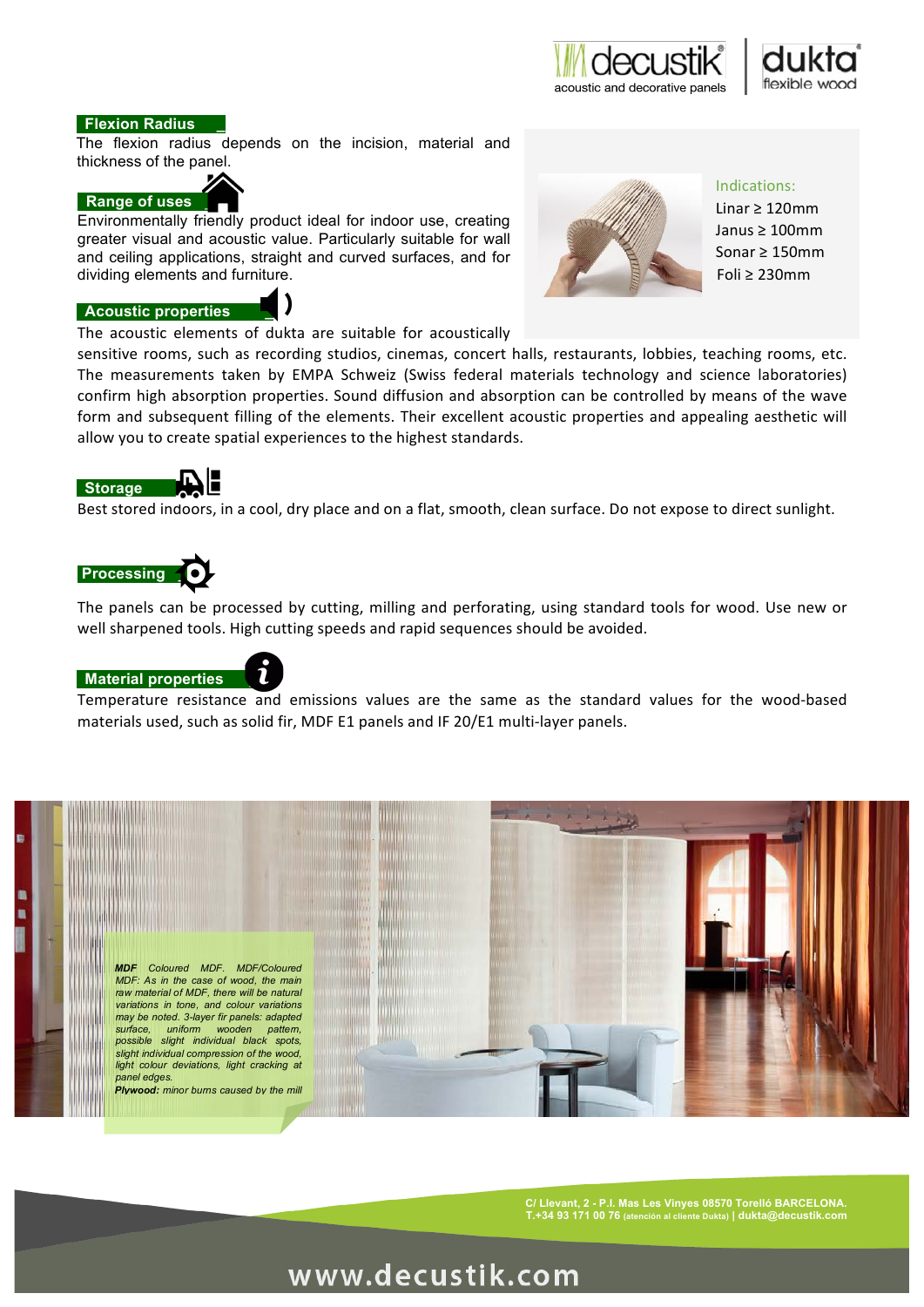## Flexion Radius

The flexion radius depends on the incision, material and thickness of the panel.

Indications:

Linar ≥ 120mm
Janus ≥ 100mm
Sonar ≥ 150mm
Foli ≥ 230mm

## Range of uses

Environmentally friendly product ideal for indoor use, creating greater visual and acoustic value. Particularly suitable for wall and ceiling applications, straight and curved surfaces, and for dividing elements and furniture.

## Acoustic properties

The acoustic elements of dukta are suitable for acoustically sensitive rooms, such as recording studios, cinemas, concert halls, restaurants, lobbies, teaching rooms, etc. The measurements taken by EMPA Schweiz (Swiss federal materials technology and science laboratories) confirm high absorption properties. Sound diffusion and absorption can be controlled by means of the wave form and subsequent filling of the elements. Their excellent acoustic properties and appealing aesthetic will allow you to create spatial experiences to the highest standards.

## Storage

Best stored indoors, in a cool, dry place and on a flat, smooth, clean surface. Do not expose to direct sunlight.

## Processing

The panels can be processed by cutting, milling and perforating, using standard tools for wood. Use new or well sharpened tools. High cutting speeds and rapid sequences should be avoided.

## Material properties

Temperature resistance and emissions values are the same as the standard values for the wood-based materials used, such as solid fir, MDF E1 panels and IF 20/E1 multi-layer panels.

*__MDF__ Coloured MDF. MDF/Coloured MDF: As in the case of wood, the main raw material of MDF, there will be natural variations in tone, and colour variations may be noted. 3-layer fir panels: adapted surface, uniform wooden pattern, possible slight individual black spots, slight individual compression of the wood, light colour deviations, light cracking at panel edges.*
*__Plywood:__ minor burns caused by the mill*

C/ Llevant, 2 - P.I. Mas Les Vinyes 08570 Torelló BARCELONA.
T.+34 93 171 00 76 (atención al cliente Dukta) | dukta@decustik.com

www.decustik.com